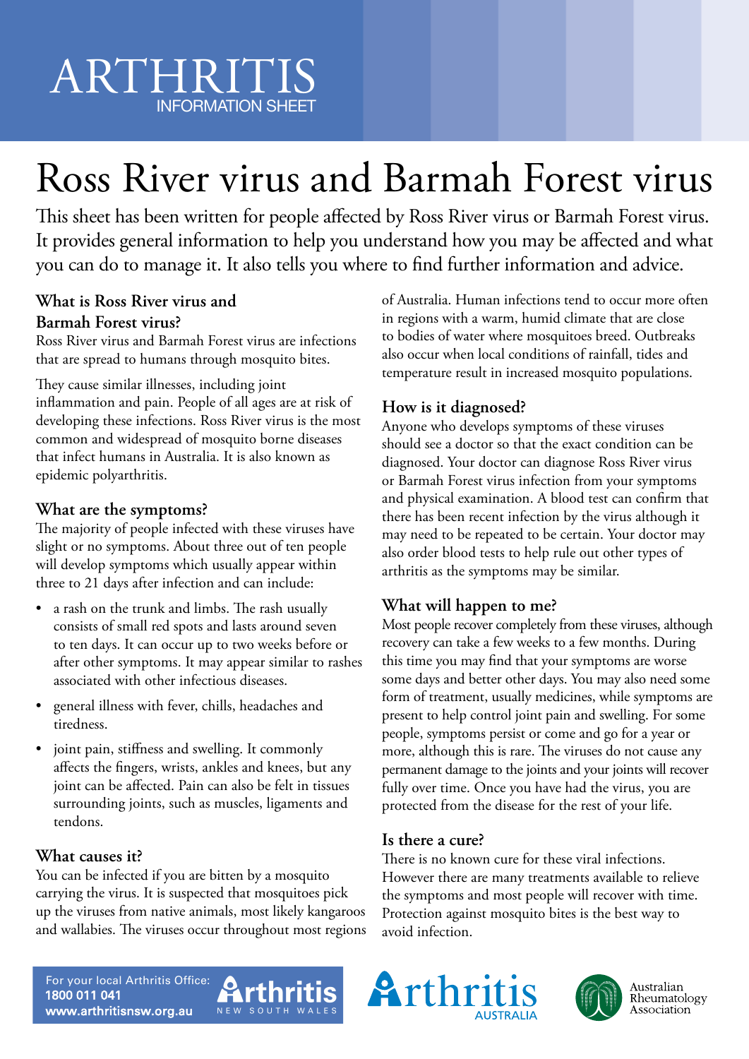ARTHRITIS
INFORMATION SHEET

# Ross River virus and Barmah Forest virus

This sheet has been written for people affected by Ross River virus or Barmah Forest virus. It provides general information to help you understand how you may be affected and what you can do to manage it. It also tells you where to find further information and advice.

## What is Ross River virus and Barmah Forest virus?

Ross River virus and Barmah Forest virus are infections that are spread to humans through mosquito bites.

They cause similar illnesses, including joint inflammation and pain. People of all ages are at risk of developing these infections. Ross River virus is the most common and widespread of mosquito borne diseases that infect humans in Australia. It is also known as epidemic polyarthritis.

## What are the symptoms?

The majority of people infected with these viruses have slight or no symptoms. About three out of ten people will develop symptoms which usually appear within three to 21 days after infection and can include:

- a rash on the trunk and limbs. The rash usually consists of small red spots and lasts around seven to ten days. It can occur up to two weeks before or after other symptoms. It may appear similar to rashes associated with other infectious diseases.
- general illness with fever, chills, headaches and tiredness.
- joint pain, stiffness and swelling. It commonly affects the fingers, wrists, ankles and knees, but any joint can be affected. Pain can also be felt in tissues surrounding joints, such as muscles, ligaments and tendons.

## What causes it?

You can be infected if you are bitten by a mosquito carrying the virus. It is suspected that mosquitoes pick up the viruses from native animals, most likely kangaroos and wallabies. The viruses occur throughout most regions of Australia. Human infections tend to occur more often in regions with a warm, humid climate that are close to bodies of water where mosquitoes breed. Outbreaks also occur when local conditions of rainfall, tides and temperature result in increased mosquito populations.

## How is it diagnosed?

Anyone who develops symptoms of these viruses should see a doctor so that the exact condition can be diagnosed. Your doctor can diagnose Ross River virus or Barmah Forest virus infection from your symptoms and physical examination. A blood test can confirm that there has been recent infection by the virus although it may need to be repeated to be certain. Your doctor may also order blood tests to help rule out other types of arthritis as the symptoms may be similar.

## What will happen to me?

Most people recover completely from these viruses, although recovery can take a few weeks to a few months. During this time you may find that your symptoms are worse some days and better other days. You may also need some form of treatment, usually medicines, while symptoms are present to help control joint pain and swelling. For some people, symptoms persist or come and go for a year or more, although this is rare. The viruses do not cause any permanent damage to the joints and your joints will recover fully over time. Once you have had the virus, you are protected from the disease for the rest of your life.

## Is there a cure?

There is no known cure for these viral infections. However there are many treatments available to relieve the symptoms and most people will recover with time. Protection against mosquito bites is the best way to avoid infection.

For your local Arthritis Office:
**1800 011 041**
**www.arthritisnsw.org.au**

Arthritis NEW SOUTH WALES

Arthritis AUSTRALIA

Australian Rheumatology Association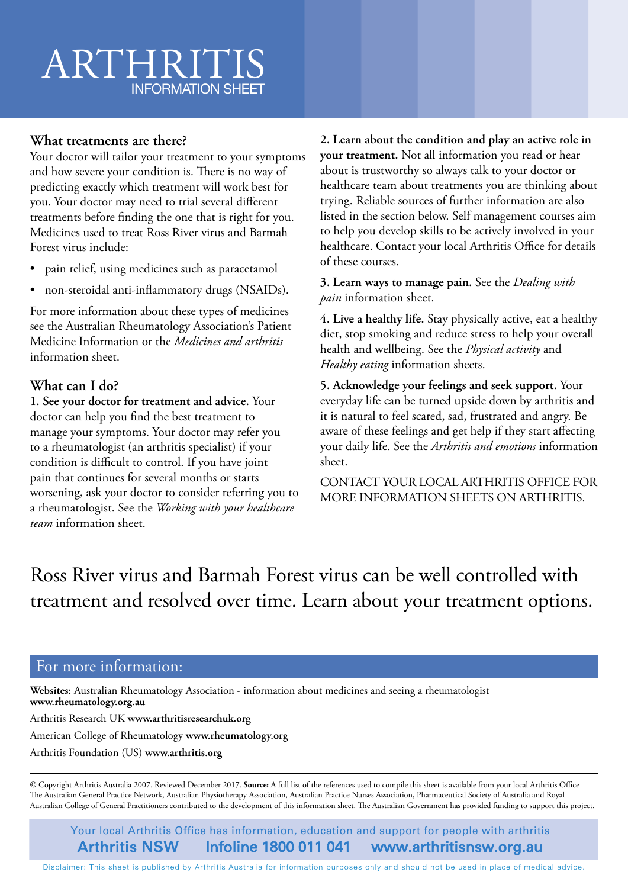# ARTHRITIS
INFORMATION SHEET

## What treatments are there?

Your doctor will tailor your treatment to your symptoms and how severe your condition is. There is no way of predicting exactly which treatment will work best for you. Your doctor may need to trial several different treatments before finding the one that is right for you. Medicines used to treat Ross River virus and Barmah Forest virus include:

- pain relief, using medicines such as paracetamol
- non-steroidal anti-inflammatory drugs (NSAIDs).

For more information about these types of medicines see the Australian Rheumatology Association's Patient Medicine Information or the *Medicines and arthritis* information sheet.

## What can I do?

**1. See your doctor for treatment and advice.** Your doctor can help you find the best treatment to manage your symptoms. Your doctor may refer you to a rheumatologist (an arthritis specialist) if your condition is difficult to control. If you have joint pain that continues for several months or starts worsening, ask your doctor to consider referring you to a rheumatologist. See the *Working with your healthcare team* information sheet.

**2. Learn about the condition and play an active role in your treatment.** Not all information you read or hear about is trustworthy so always talk to your doctor or healthcare team about treatments you are thinking about trying. Reliable sources of further information are also listed in the section below. Self management courses aim to help you develop skills to be actively involved in your healthcare. Contact your local Arthritis Office for details of these courses.

**3. Learn ways to manage pain.** See the *Dealing with pain* information sheet.

**4. Live a healthy life.** Stay physically active, eat a healthy diet, stop smoking and reduce stress to help your overall health and wellbeing. See the *Physical activity* and *Healthy eating* information sheets.

**5. Acknowledge your feelings and seek support.** Your everyday life can be turned upside down by arthritis and it is natural to feel scared, sad, frustrated and angry. Be aware of these feelings and get help if they start affecting your daily life. See the *Arthritis and emotions* information sheet.

CONTACT YOUR LOCAL ARTHRITIS OFFICE FOR MORE INFORMATION SHEETS ON ARTHRITIS.

Ross River virus and Barmah Forest virus can be well controlled with treatment and resolved over time. Learn about your treatment options.

## For more information:

**Websites:** Australian Rheumatology Association - information about medicines and seeing a rheumatologist **www.rheumatology.org.au**

Arthritis Research UK **www.arthritisresearchuk.org**

American College of Rheumatology **www.rheumatology.org**

Arthritis Foundation (US) **www.arthritis.org**

© Copyright Arthritis Australia 2007. Reviewed December 2017. **Source:** A full list of the references used to compile this sheet is available from your local Arthritis Office
The Australian General Practice Network, Australian Physiotherapy Association, Australian Practice Nurses Association, Pharmaceutical Society of Australia and Royal Australian College of General Practitioners contributed to the development of this information sheet. The Australian Government has provided funding to support this project.

Your local Arthritis Office has information, education and support for people with arthritis

**Arthritis NSW Infoline 1800 011 041 www.arthritisnsw.org.au**

Disclaimer: This sheet is published by Arthritis Australia for information purposes only and should not be used in place of medical advice.